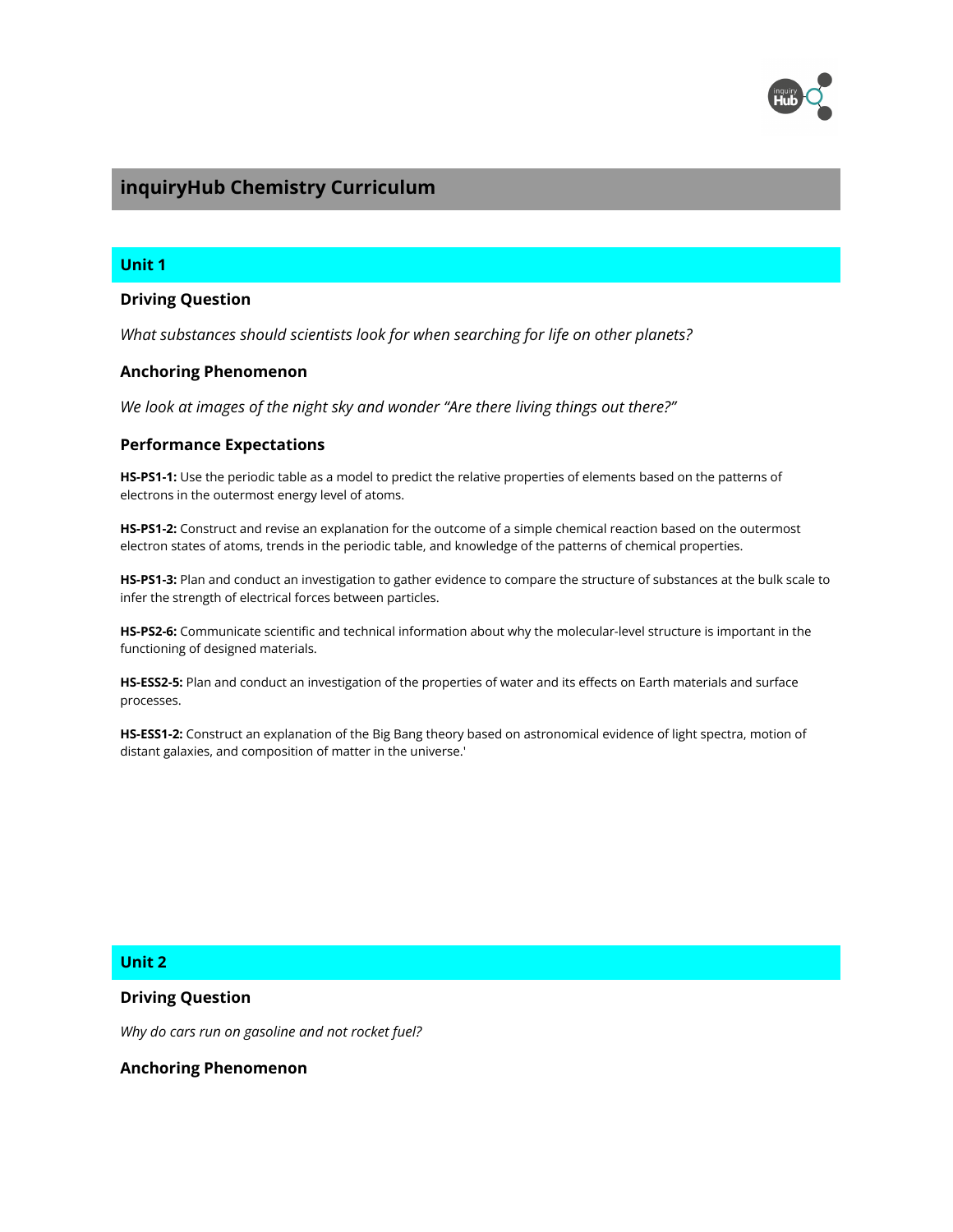# inquiryHub Chemistry Curriculum

## Unit 1

### Driving Question

*What substances should scientists look for when searching for life on other planets?*

### Anchoring Phenomenon

*We look at images of the night sky and wonder "Are there living things out there?"*

### Performance Expectations

**HS-PS1-1:** Use the periodic table as a model to predict the relative properties of elements based on the patterns of electrons in the outermost energy level of atoms.

**HS-PS1-2:** Construct and revise an explanation for the outcome of a simple chemical reaction based on the outermost electron states of atoms, trends in the periodic table, and knowledge of the patterns of chemical properties.

**HS-PS1-3:** Plan and conduct an investigation to gather evidence to compare the structure of substances at the bulk scale to infer the strength of electrical forces between particles.

**HS-PS2-6:** Communicate scientific and technical information about why the molecular-level structure is important in the functioning of designed materials.

**HS-ESS2-5:** Plan and conduct an investigation of the properties of water and its effects on Earth materials and surface processes.

**HS-ESS1-2:** Construct an explanation of the Big Bang theory based on astronomical evidence of light spectra, motion of distant galaxies, and composition of matter in the universe.'

## Unit 2

### Driving Question

*Why do cars run on gasoline and not rocket fuel?*

### Anchoring Phenomenon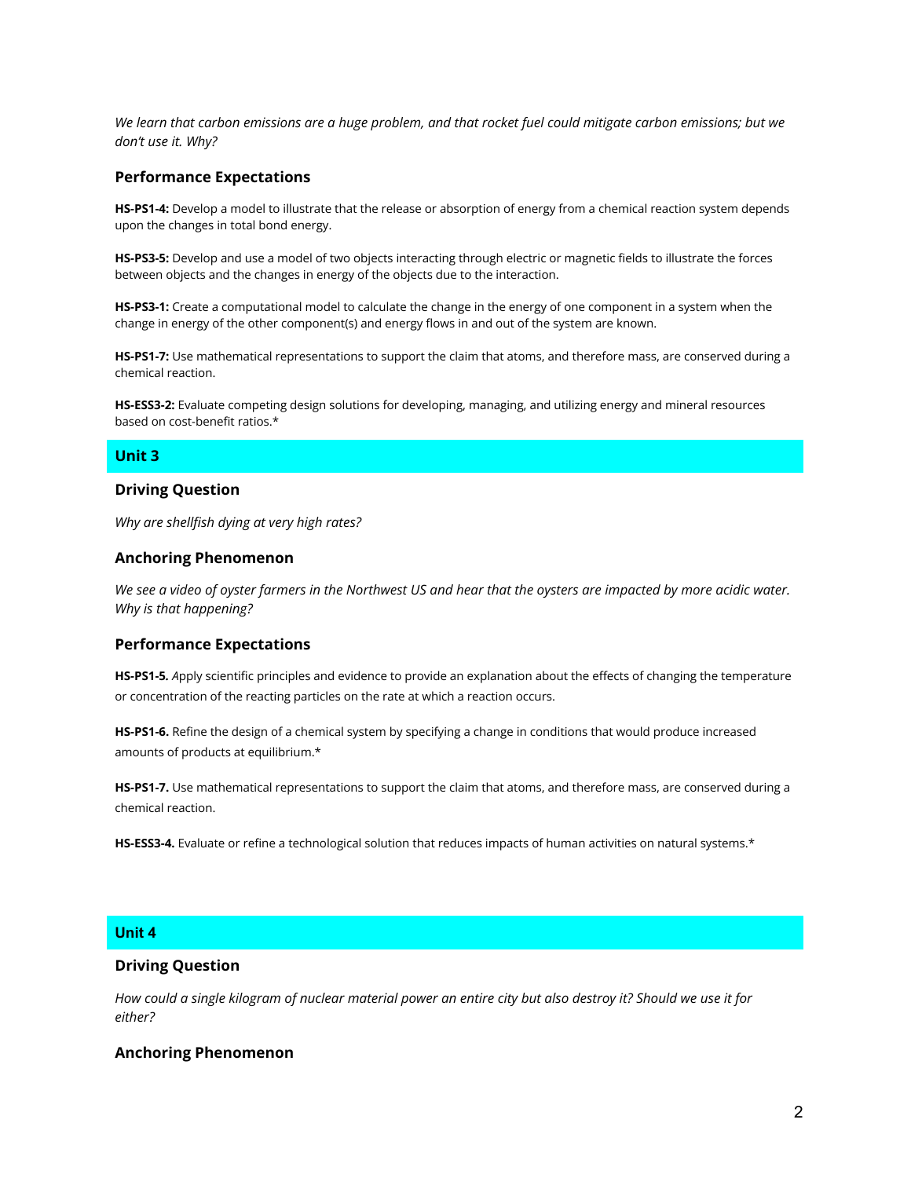*We learn that carbon emissions are a huge problem, and that rocket fuel could mitigate carbon emissions; but we don't use it. Why?*

### Performance Expectations

**HS-PS1-4:** Develop a model to illustrate that the release or absorption of energy from a chemical reaction system depends upon the changes in total bond energy.

**HS-PS3-5:** Develop and use a model of two objects interacting through electric or magnetic fields to illustrate the forces between objects and the changes in energy of the objects due to the interaction.

**HS-PS3-1:** Create a computational model to calculate the change in the energy of one component in a system when the change in energy of the other component(s) and energy flows in and out of the system are known.

**HS-PS1-7:** Use mathematical representations to support the claim that atoms, and therefore mass, are conserved during a chemical reaction.

**HS-ESS3-2:** Evaluate competing design solutions for developing, managing, and utilizing energy and mineral resources based on cost-benefit ratios.*

## Unit 3

### Driving Question

*Why are shellfish dying at very high rates?*

### Anchoring Phenomenon

*We see a video of oyster farmers in the Northwest US and hear that the oysters are impacted by more acidic water. Why is that happening?*

### Performance Expectations

**HS-PS1-5.** Apply scientific principles and evidence to provide an explanation about the effects of changing the temperature or concentration of the reacting particles on the rate at which a reaction occurs.

**HS-PS1-6.** Refine the design of a chemical system by specifying a change in conditions that would produce increased amounts of products at equilibrium.*

**HS-PS1-7.** Use mathematical representations to support the claim that atoms, and therefore mass, are conserved during a chemical reaction.

**HS-ESS3-4.** Evaluate or refine a technological solution that reduces impacts of human activities on natural systems.*

## Unit 4

### Driving Question

*How could a single kilogram of nuclear material power an entire city but also destroy it? Should we use it for either?*

### Anchoring Phenomenon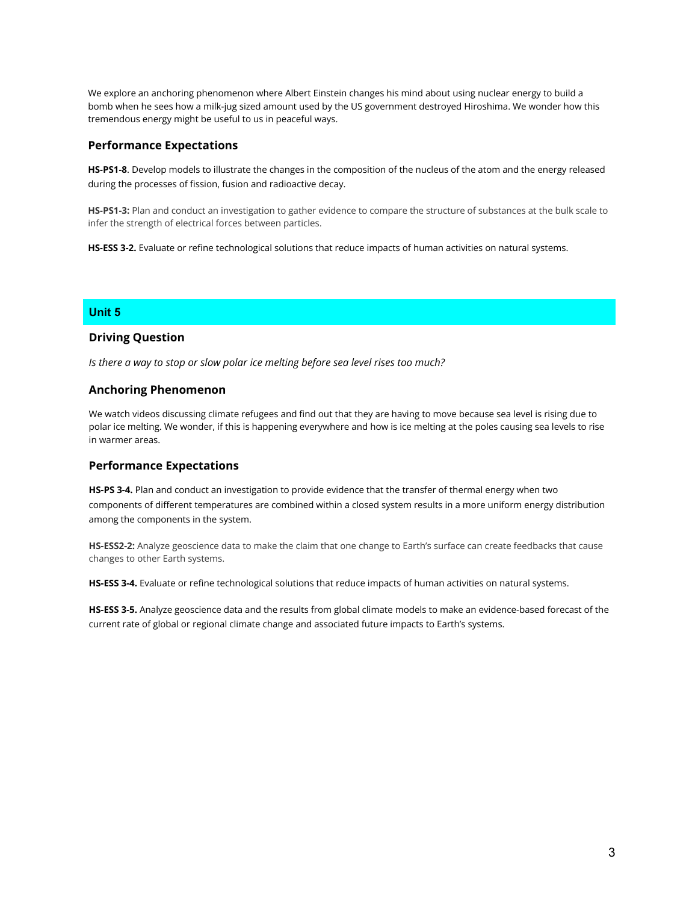We explore an anchoring phenomenon where Albert Einstein changes his mind about using nuclear energy to build a bomb when he sees how a milk-jug sized amount used by the US government destroyed Hiroshima. We wonder how this tremendous energy might be useful to us in peaceful ways.

### Performance Expectations

**HS-PS1-8**. Develop models to illustrate the changes in the composition of the nucleus of the atom and the energy released during the processes of fission, fusion and radioactive decay.

**HS-PS1-3:** Plan and conduct an investigation to gather evidence to compare the structure of substances at the bulk scale to infer the strength of electrical forces between particles.

**HS-ESS 3-2.** Evaluate or refine technological solutions that reduce impacts of human activities on natural systems.

## Unit 5

### Driving Question

*Is there a way to stop or slow polar ice melting before sea level rises too much?*

### Anchoring Phenomenon

We watch videos discussing climate refugees and find out that they are having to move because sea level is rising due to polar ice melting. We wonder, if this is happening everywhere and how is ice melting at the poles causing sea levels to rise in warmer areas.

### Performance Expectations

**HS-PS 3-4.** Plan and conduct an investigation to provide evidence that the transfer of thermal energy when two components of different temperatures are combined within a closed system results in a more uniform energy distribution among the components in the system.

**HS-ESS2-2:** Analyze geoscience data to make the claim that one change to Earth's surface can create feedbacks that cause changes to other Earth systems.

**HS-ESS 3-4.** Evaluate or refine technological solutions that reduce impacts of human activities on natural systems.

**HS-ESS 3-5.** Analyze geoscience data and the results from global climate models to make an evidence-based forecast of the current rate of global or regional climate change and associated future impacts to Earth's systems.